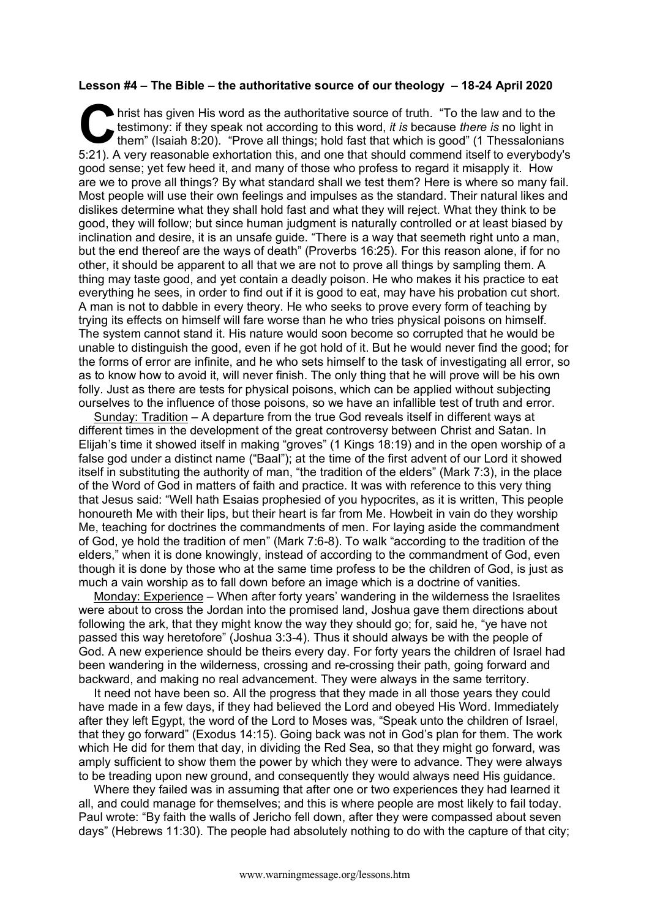**Lesson #4 – The Bible – the authoritative source of our theology – 18-24 April 2020**

Christ has given His word as the authoritative source of truth. "To the law and to the testimony: if they speak not according to this word, *it is* because *there is* no light in them" (Isaiah 8:20). "Prove all things; hold fast that which is good" (1 Thessalonians 5:21). A very reasonable exhortation this, and one that should commend itself to everybody's good sense; yet few heed it, and many of those who profess to regard it misapply it. How are we to prove all things? By what standard shall we test them? Here is where so many fail. Most people will use their own feelings and impulses as the standard. Their natural likes and dislikes determine what they shall hold fast and what they will reject. What they think to be good, they will follow; but since human judgment is naturally controlled or at least biased by inclination and desire, it is an unsafe guide. "There is a way that seemeth right unto a man, but the end thereof are the ways of death" (Proverbs 16:25). For this reason alone, if for no other, it should be apparent to all that we are not to prove all things by sampling them. A thing may taste good, and yet contain a deadly poison. He who makes it his practice to eat everything he sees, in order to find out if it is good to eat, may have his probation cut short. A man is not to dabble in every theory. He who seeks to prove every form of teaching by trying its effects on himself will fare worse than he who tries physical poisons on himself. The system cannot stand it. His nature would soon become so corrupted that he would be unable to distinguish the good, even if he got hold of it. But he would never find the good; for the forms of error are infinite, and he who sets himself to the task of investigating all error, so as to know how to avoid it, will never finish. The only thing that he will prove will be his own folly. Just as there are tests for physical poisons, which can be applied without subjecting ourselves to the influence of those poisons, so we have an infallible test of truth and error.

Sunday: Tradition – A departure from the true God reveals itself in different ways at different times in the development of the great controversy between Christ and Satan. In Elijah's time it showed itself in making "groves" (1 Kings 18:19) and in the open worship of a false god under a distinct name ("Baal"); at the time of the first advent of our Lord it showed itself in substituting the authority of man, "the tradition of the elders" (Mark 7:3), in the place of the Word of God in matters of faith and practice. It was with reference to this very thing that Jesus said: "Well hath Esaias prophesied of you hypocrites, as it is written, This people honoureth Me with their lips, but their heart is far from Me. Howbeit in vain do they worship Me, teaching for doctrines the commandments of men. For laying aside the commandment of God, ye hold the tradition of men" (Mark 7:6-8). To walk "according to the tradition of the elders," when it is done knowingly, instead of according to the commandment of God, even though it is done by those who at the same time profess to be the children of God, is just as much a vain worship as to fall down before an image which is a doctrine of vanities.

Monday: Experience – When after forty years' wandering in the wilderness the Israelites were about to cross the Jordan into the promised land, Joshua gave them directions about following the ark, that they might know the way they should go; for, said he, "ye have not passed this way heretofore" (Joshua 3:3-4). Thus it should always be with the people of God. A new experience should be theirs every day. For forty years the children of Israel had been wandering in the wilderness, crossing and re-crossing their path, going forward and backward, and making no real advancement. They were always in the same territory.

It need not have been so. All the progress that they made in all those years they could have made in a few days, if they had believed the Lord and obeyed His Word. Immediately after they left Egypt, the word of the Lord to Moses was, "Speak unto the children of Israel, that they go forward" (Exodus 14:15). Going back was not in God's plan for them. The work which He did for them that day, in dividing the Red Sea, so that they might go forward, was amply sufficient to show them the power by which they were to advance. They were always to be treading upon new ground, and consequently they would always need His guidance.

Where they failed was in assuming that after one or two experiences they had learned it all, and could manage for themselves; and this is where people are most likely to fail today. Paul wrote: "By faith the walls of Jericho fell down, after they were compassed about seven days" (Hebrews 11:30). The people had absolutely nothing to do with the capture of that city;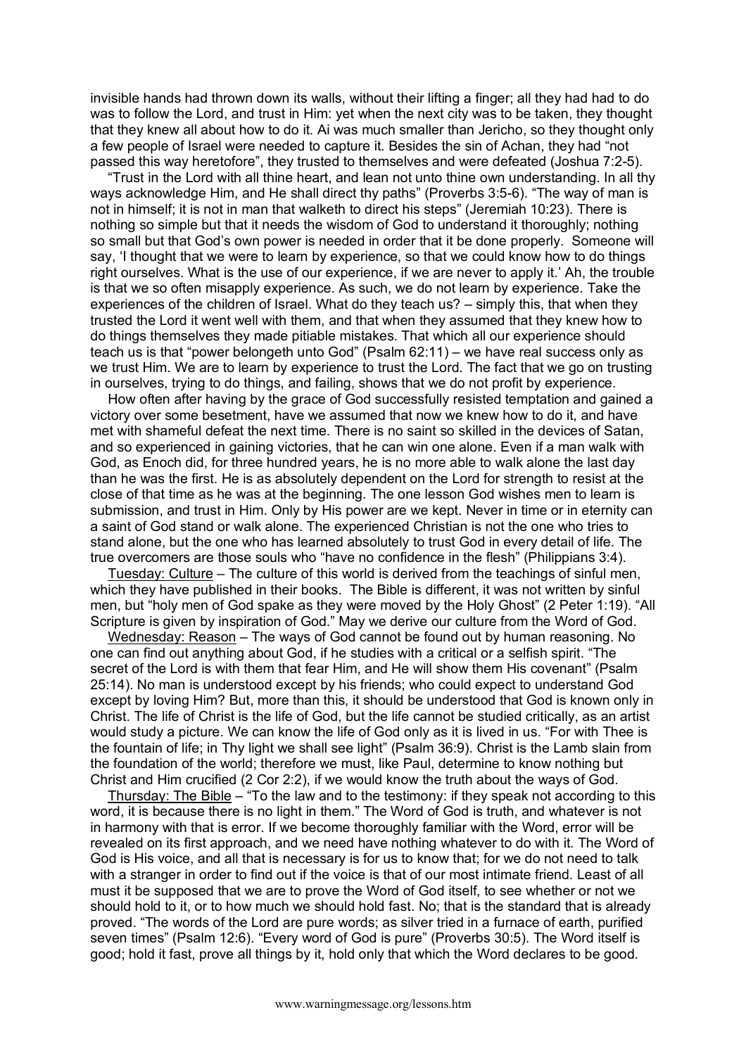invisible hands had thrown down its walls, without their lifting a finger; all they had had to do was to follow the Lord, and trust in Him: yet when the next city was to be taken, they thought that they knew all about how to do it. Ai was much smaller than Jericho, so they thought only a few people of Israel were needed to capture it. Besides the sin of Achan, they had "not passed this way heretofore", they trusted to themselves and were defeated (Joshua 7:2-5).

"Trust in the Lord with all thine heart, and lean not unto thine own understanding. In all thy ways acknowledge Him, and He shall direct thy paths" (Proverbs 3:5-6). "The way of man is not in himself; it is not in man that walketh to direct his steps" (Jeremiah 10:23). There is nothing so simple but that it needs the wisdom of God to understand it thoroughly; nothing so small but that God's own power is needed in order that it be done properly. Someone will say, 'I thought that we were to learn by experience, so that we could know how to do things right ourselves. What is the use of our experience, if we are never to apply it.' Ah, the trouble is that we so often misapply experience. As such, we do not learn by experience. Take the experiences of the children of Israel. What do they teach us? – simply this, that when they trusted the Lord it went well with them, and that when they assumed that they knew how to do things themselves they made pitiable mistakes. That which all our experience should teach us is that "power belongeth unto God" (Psalm 62:11) – we have real success only as we trust Him. We are to learn by experience to trust the Lord. The fact that we go on trusting in ourselves, trying to do things, and failing, shows that we do not profit by experience.

How often after having by the grace of God successfully resisted temptation and gained a victory over some besetment, have we assumed that now we knew how to do it, and have met with shameful defeat the next time. There is no saint so skilled in the devices of Satan, and so experienced in gaining victories, that he can win one alone. Even if a man walk with God, as Enoch did, for three hundred years, he is no more able to walk alone the last day than he was the first. He is as absolutely dependent on the Lord for strength to resist at the close of that time as he was at the beginning. The one lesson God wishes men to learn is submission, and trust in Him. Only by His power are we kept. Never in time or in eternity can a saint of God stand or walk alone. The experienced Christian is not the one who tries to stand alone, but the one who has learned absolutely to trust God in every detail of life. The true overcomers are those souls who "have no confidence in the flesh" (Philippians 3:4).

Tuesday: Culture – The culture of this world is derived from the teachings of sinful men, which they have published in their books. The Bible is different, it was not written by sinful men, but "holy men of God spake as they were moved by the Holy Ghost" (2 Peter 1:19). "All Scripture is given by inspiration of God." May we derive our culture from the Word of God.

Wednesday: Reason – The ways of God cannot be found out by human reasoning. No one can find out anything about God, if he studies with a critical or a selfish spirit. "The secret of the Lord is with them that fear Him, and He will show them His covenant" (Psalm 25:14). No man is understood except by his friends; who could expect to understand God except by loving Him? But, more than this, it should be understood that God is known only in Christ. The life of Christ is the life of God, but the life cannot be studied critically, as an artist would study a picture. We can know the life of God only as it is lived in us. "For with Thee is the fountain of life; in Thy light we shall see light" (Psalm 36:9). Christ is the Lamb slain from the foundation of the world; therefore we must, like Paul, determine to know nothing but Christ and Him crucified (2 Cor 2:2), if we would know the truth about the ways of God.

Thursday: The Bible – "To the law and to the testimony: if they speak not according to this word, it is because there is no light in them." The Word of God is truth, and whatever is not in harmony with that is error. If we become thoroughly familiar with the Word, error will be revealed on its first approach, and we need have nothing whatever to do with it. The Word of God is His voice, and all that is necessary is for us to know that; for we do not need to talk with a stranger in order to find out if the voice is that of our most intimate friend. Least of all must it be supposed that we are to prove the Word of God itself, to see whether or not we should hold to it, or to how much we should hold fast. No; that is the standard that is already proved. "The words of the Lord are pure words; as silver tried in a furnace of earth, purified seven times" (Psalm 12:6). "Every word of God is pure" (Proverbs 30:5). The Word itself is good; hold it fast, prove all things by it, hold only that which the Word declares to be good.